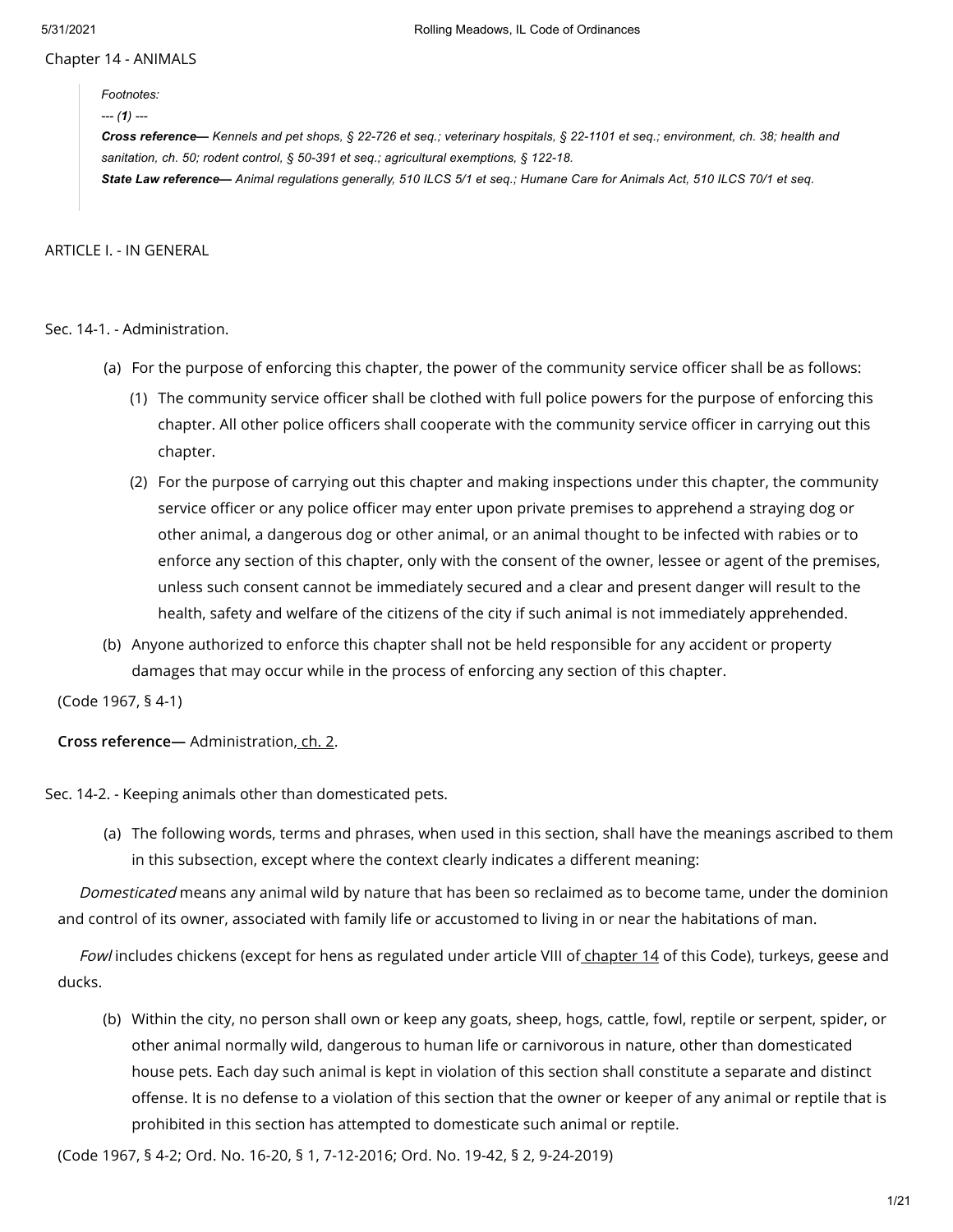# Chapter 14 - ANIMALS

> *Footnotes:*
>
> *--- (**1**) ---*
>
> ***Cross reference—*** *Kennels and pet shops, § 22-726 et seq.; veterinary hospitals, § 22-1101 et seq.; environment, ch. 38; health and sanitation, ch. 50; rodent control, § 50-391 et seq.; agricultural exemptions, § 122-18.*
>
> ***State Law reference—*** *Animal regulations generally, 510 ILCS 5/1 et seq.; Humane Care for Animals Act, 510 ILCS 70/1 et seq.*

## ARTICLE I. - IN GENERAL

### Sec. 14-1. - Administration.

(a) For the purpose of enforcing this chapter, the power of the community service officer shall be as follows:

   (1) The community service officer shall be clothed with full police powers for the purpose of enforcing this chapter. All other police officers shall cooperate with the community service officer in carrying out this chapter.

   (2) For the purpose of carrying out this chapter and making inspections under this chapter, the community service officer or any police officer may enter upon private premises to apprehend a straying dog or other animal, a dangerous dog or other animal, or an animal thought to be infected with rabies or to enforce any section of this chapter, only with the consent of the owner, lessee or agent of the premises, unless such consent cannot be immediately secured and a clear and present danger will result to the health, safety and welfare of the citizens of the city if such animal is not immediately apprehended.

(b) Anyone authorized to enforce this chapter shall not be held responsible for any accident or property damages that may occur while in the process of enforcing any section of this chapter.

(Code 1967, § 4-1)

**Cross reference—** Administration, ch. 2.

### Sec. 14-2. - Keeping animals other than domesticated pets.

(a) The following words, terms and phrases, when used in this section, shall have the meanings ascribed to them in this subsection, except where the context clearly indicates a different meaning:

*Domesticated* means any animal wild by nature that has been so reclaimed as to become tame, under the dominion and control of its owner, associated with family life or accustomed to living in or near the habitations of man.

*Fowl* includes chickens (except for hens as regulated under article VIII of chapter 14 of this Code), turkeys, geese and ducks.

(b) Within the city, no person shall own or keep any goats, sheep, hogs, cattle, fowl, reptile or serpent, spider, or other animal normally wild, dangerous to human life or carnivorous in nature, other than domesticated house pets. Each day such animal is kept in violation of this section shall constitute a separate and distinct offense. It is no defense to a violation of this section that the owner or keeper of any animal or reptile that is prohibited in this section has attempted to domesticate such animal or reptile.

(Code 1967, § 4-2; Ord. No. 16-20, § 1, 7-12-2016; Ord. No. 19-42, § 2, 9-24-2019)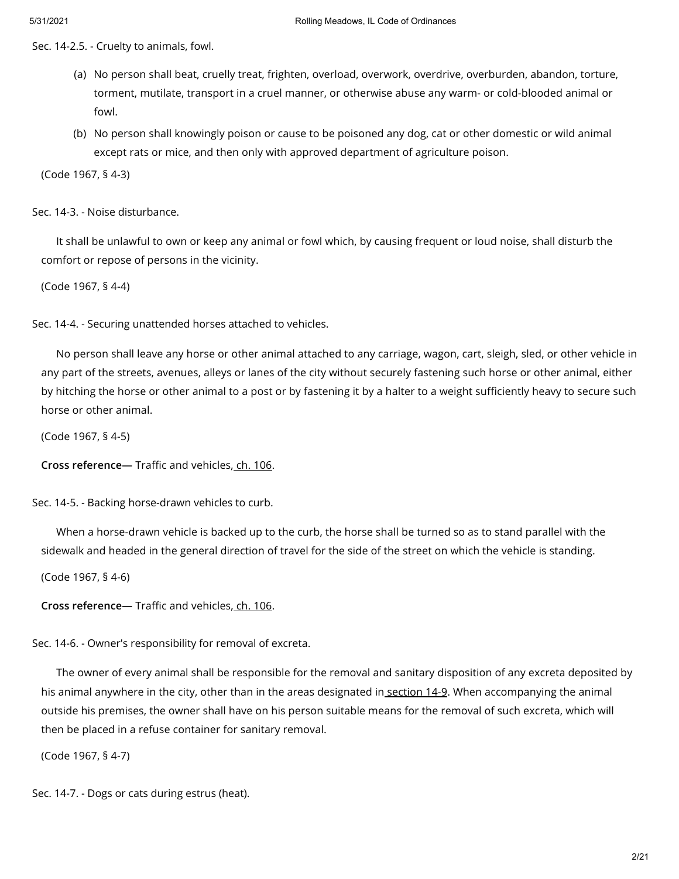Sec. 14-2.5. - Cruelty to animals, fowl.

(a) No person shall beat, cruelly treat, frighten, overload, overwork, overdrive, overburden, abandon, torture, torment, mutilate, transport in a cruel manner, or otherwise abuse any warm- or cold-blooded animal or fowl.

(b) No person shall knowingly poison or cause to be poisoned any dog, cat or other domestic or wild animal except rats or mice, and then only with approved department of agriculture poison.

(Code 1967, § 4-3)

Sec. 14-3. - Noise disturbance.

It shall be unlawful to own or keep any animal or fowl which, by causing frequent or loud noise, shall disturb the comfort or repose of persons in the vicinity.

(Code 1967, § 4-4)

Sec. 14-4. - Securing unattended horses attached to vehicles.

No person shall leave any horse or other animal attached to any carriage, wagon, cart, sleigh, sled, or other vehicle in any part of the streets, avenues, alleys or lanes of the city without securely fastening such horse or other animal, either by hitching the horse or other animal to a post or by fastening it by a halter to a weight sufficiently heavy to secure such horse or other animal.

(Code 1967, § 4-5)

**Cross reference—** Traffic and vehicles, ch. 106.

Sec. 14-5. - Backing horse-drawn vehicles to curb.

When a horse-drawn vehicle is backed up to the curb, the horse shall be turned so as to stand parallel with the sidewalk and headed in the general direction of travel for the side of the street on which the vehicle is standing.

(Code 1967, § 4-6)

**Cross reference—** Traffic and vehicles, ch. 106.

Sec. 14-6. - Owner's responsibility for removal of excreta.

The owner of every animal shall be responsible for the removal and sanitary disposition of any excreta deposited by his animal anywhere in the city, other than in the areas designated in section 14-9. When accompanying the animal outside his premises, the owner shall have on his person suitable means for the removal of such excreta, which will then be placed in a refuse container for sanitary removal.

(Code 1967, § 4-7)

Sec. 14-7. - Dogs or cats during estrus (heat).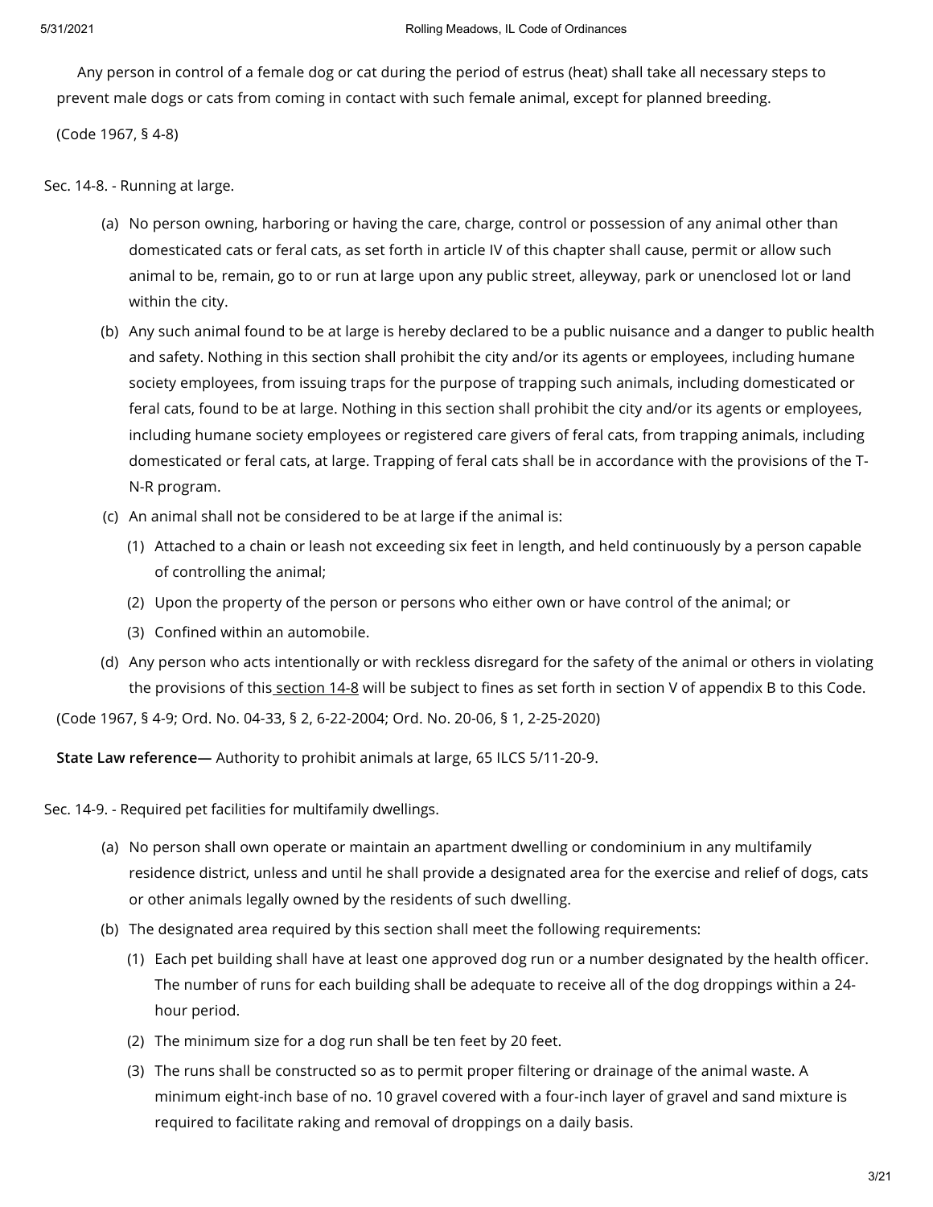Any person in control of a female dog or cat during the period of estrus (heat) shall take all necessary steps to prevent male dogs or cats from coming in contact with such female animal, except for planned breeding.

(Code 1967, § 4-8)

### Sec. 14-8. - Running at large.

(a) No person owning, harboring or having the care, charge, control or possession of any animal other than domesticated cats or feral cats, as set forth in article IV of this chapter shall cause, permit or allow such animal to be, remain, go to or run at large upon any public street, alleyway, park or unenclosed lot or land within the city.

(b) Any such animal found to be at large is hereby declared to be a public nuisance and a danger to public health and safety. Nothing in this section shall prohibit the city and/or its agents or employees, including humane society employees, from issuing traps for the purpose of trapping such animals, including domesticated or feral cats, found to be at large. Nothing in this section shall prohibit the city and/or its agents or employees, including humane society employees or registered care givers of feral cats, from trapping animals, including domesticated or feral cats, at large. Trapping of feral cats shall be in accordance with the provisions of the T-N-R program.

(c) An animal shall not be considered to be at large if the animal is:

   (1) Attached to a chain or leash not exceeding six feet in length, and held continuously by a person capable of controlling the animal;

   (2) Upon the property of the person or persons who either own or have control of the animal; or

   (3) Confined within an automobile.

(d) Any person who acts intentionally or with reckless disregard for the safety of the animal or others in violating the provisions of this section 14-8 will be subject to fines as set forth in section V of appendix B to this Code.

(Code 1967, § 4-9; Ord. No. 04-33, § 2, 6-22-2004; Ord. No. 20-06, § 1, 2-25-2020)

**State Law reference—** Authority to prohibit animals at large, 65 ILCS 5/11-20-9.

### Sec. 14-9. - Required pet facilities for multifamily dwellings.

(a) No person shall own operate or maintain an apartment dwelling or condominium in any multifamily residence district, unless and until he shall provide a designated area for the exercise and relief of dogs, cats or other animals legally owned by the residents of such dwelling.

(b) The designated area required by this section shall meet the following requirements:

   (1) Each pet building shall have at least one approved dog run or a number designated by the health officer. The number of runs for each building shall be adequate to receive all of the dog droppings within a 24-hour period.

   (2) The minimum size for a dog run shall be ten feet by 20 feet.

   (3) The runs shall be constructed so as to permit proper filtering or drainage of the animal waste. A minimum eight-inch base of no. 10 gravel covered with a four-inch layer of gravel and sand mixture is required to facilitate raking and removal of droppings on a daily basis.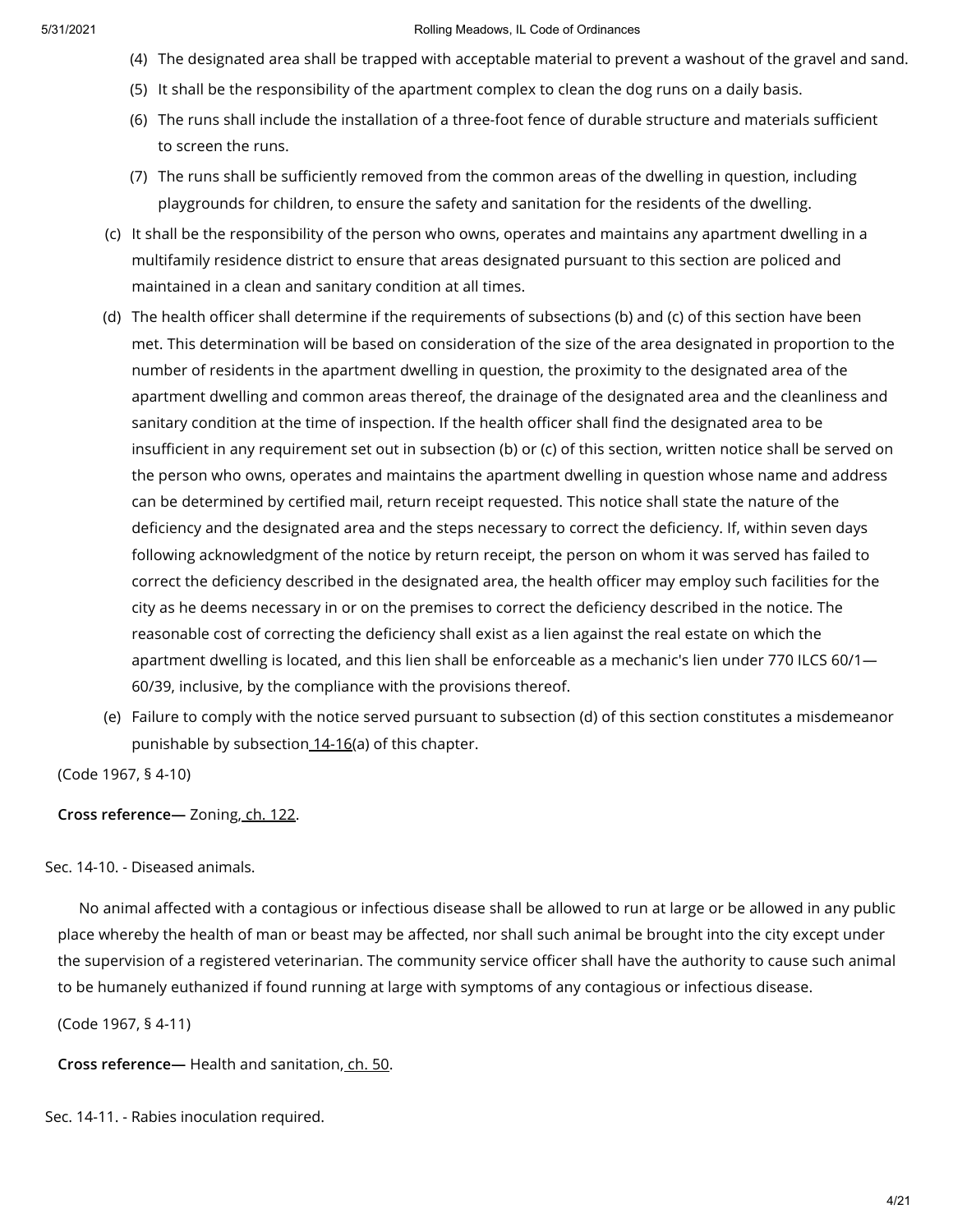(4) The designated area shall be trapped with acceptable material to prevent a washout of the gravel and sand.

(5) It shall be the responsibility of the apartment complex to clean the dog runs on a daily basis.

(6) The runs shall include the installation of a three-foot fence of durable structure and materials sufficient to screen the runs.

(7) The runs shall be sufficiently removed from the common areas of the dwelling in question, including playgrounds for children, to ensure the safety and sanitation for the residents of the dwelling.

(c) It shall be the responsibility of the person who owns, operates and maintains any apartment dwelling in a multifamily residence district to ensure that areas designated pursuant to this section are policed and maintained in a clean and sanitary condition at all times.

(d) The health officer shall determine if the requirements of subsections (b) and (c) of this section have been met. This determination will be based on consideration of the size of the area designated in proportion to the number of residents in the apartment dwelling in question, the proximity to the designated area of the apartment dwelling and common areas thereof, the drainage of the designated area and the cleanliness and sanitary condition at the time of inspection. If the health officer shall find the designated area to be insufficient in any requirement set out in subsection (b) or (c) of this section, written notice shall be served on the person who owns, operates and maintains the apartment dwelling in question whose name and address can be determined by certified mail, return receipt requested. This notice shall state the nature of the deficiency and the designated area and the steps necessary to correct the deficiency. If, within seven days following acknowledgment of the notice by return receipt, the person on whom it was served has failed to correct the deficiency described in the designated area, the health officer may employ such facilities for the city as he deems necessary in or on the premises to correct the deficiency described in the notice. The reasonable cost of correcting the deficiency shall exist as a lien against the real estate on which the apartment dwelling is located, and this lien shall be enforceable as a mechanic's lien under 770 ILCS 60/1—60/39, inclusive, by the compliance with the provisions thereof.

(e) Failure to comply with the notice served pursuant to subsection (d) of this section constitutes a misdemeanor punishable by subsection 14-16(a) of this chapter.

(Code 1967, § 4-10)

**Cross reference—** Zoning, ch. 122.

Sec. 14-10. - Diseased animals.

No animal affected with a contagious or infectious disease shall be allowed to run at large or be allowed in any public place whereby the health of man or beast may be affected, nor shall such animal be brought into the city except under the supervision of a registered veterinarian. The community service officer shall have the authority to cause such animal to be humanely euthanized if found running at large with symptoms of any contagious or infectious disease.

(Code 1967, § 4-11)

**Cross reference—** Health and sanitation, ch. 50.

Sec. 14-11. - Rabies inoculation required.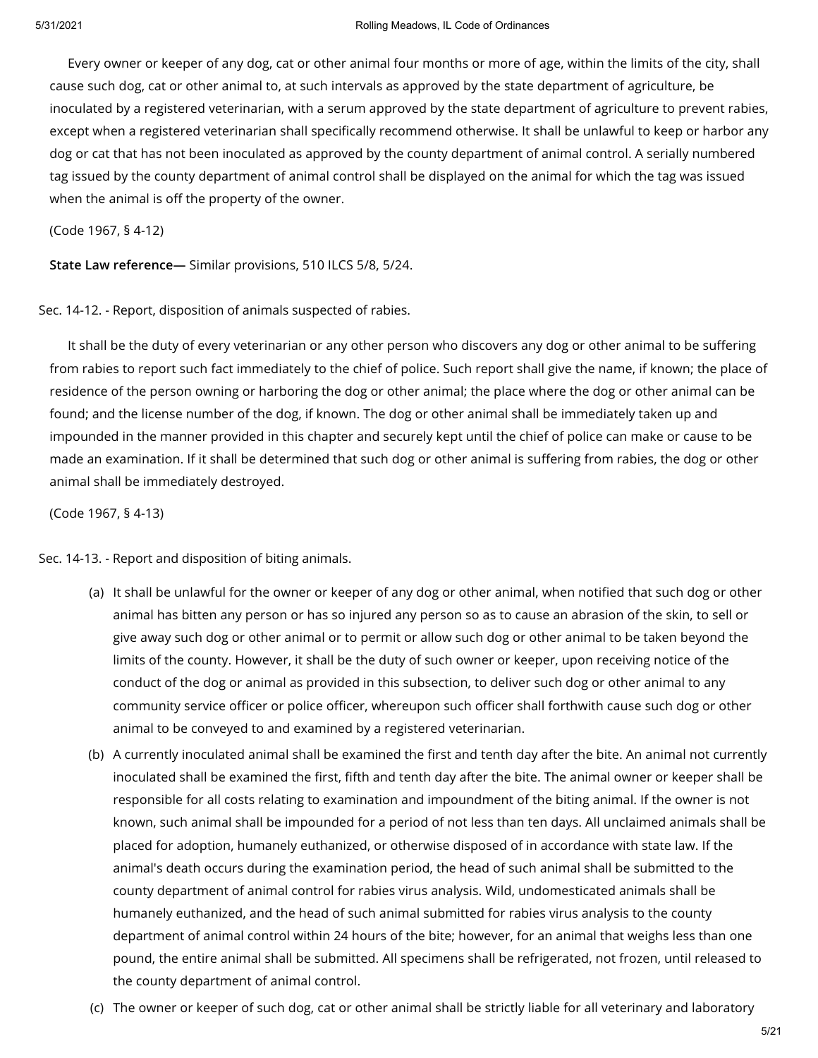Every owner or keeper of any dog, cat or other animal four months or more of age, within the limits of the city, shall cause such dog, cat or other animal to, at such intervals as approved by the state department of agriculture, be inoculated by a registered veterinarian, with a serum approved by the state department of agriculture to prevent rabies, except when a registered veterinarian shall specifically recommend otherwise. It shall be unlawful to keep or harbor any dog or cat that has not been inoculated as approved by the county department of animal control. A serially numbered tag issued by the county department of animal control shall be displayed on the animal for which the tag was issued when the animal is off the property of the owner.

(Code 1967, § 4-12)

**State Law reference—** Similar provisions, 510 ILCS 5/8, 5/24.

Sec. 14-12. - Report, disposition of animals suspected of rabies.

It shall be the duty of every veterinarian or any other person who discovers any dog or other animal to be suffering from rabies to report such fact immediately to the chief of police. Such report shall give the name, if known; the place of residence of the person owning or harboring the dog or other animal; the place where the dog or other animal can be found; and the license number of the dog, if known. The dog or other animal shall be immediately taken up and impounded in the manner provided in this chapter and securely kept until the chief of police can make or cause to be made an examination. If it shall be determined that such dog or other animal is suffering from rabies, the dog or other animal shall be immediately destroyed.

(Code 1967, § 4-13)

Sec. 14-13. - Report and disposition of biting animals.

(a) It shall be unlawful for the owner or keeper of any dog or other animal, when notified that such dog or other animal has bitten any person or has so injured any person so as to cause an abrasion of the skin, to sell or give away such dog or other animal or to permit or allow such dog or other animal to be taken beyond the limits of the county. However, it shall be the duty of such owner or keeper, upon receiving notice of the conduct of the dog or animal as provided in this subsection, to deliver such dog or other animal to any community service officer or police officer, whereupon such officer shall forthwith cause such dog or other animal to be conveyed to and examined by a registered veterinarian.

(b) A currently inoculated animal shall be examined the first and tenth day after the bite. An animal not currently inoculated shall be examined the first, fifth and tenth day after the bite. The animal owner or keeper shall be responsible for all costs relating to examination and impoundment of the biting animal. If the owner is not known, such animal shall be impounded for a period of not less than ten days. All unclaimed animals shall be placed for adoption, humanely euthanized, or otherwise disposed of in accordance with state law. If the animal's death occurs during the examination period, the head of such animal shall be submitted to the county department of animal control for rabies virus analysis. Wild, undomesticated animals shall be humanely euthanized, and the head of such animal submitted for rabies virus analysis to the county department of animal control within 24 hours of the bite; however, for an animal that weighs less than one pound, the entire animal shall be submitted. All specimens shall be refrigerated, not frozen, until released to the county department of animal control.

(c) The owner or keeper of such dog, cat or other animal shall be strictly liable for all veterinary and laboratory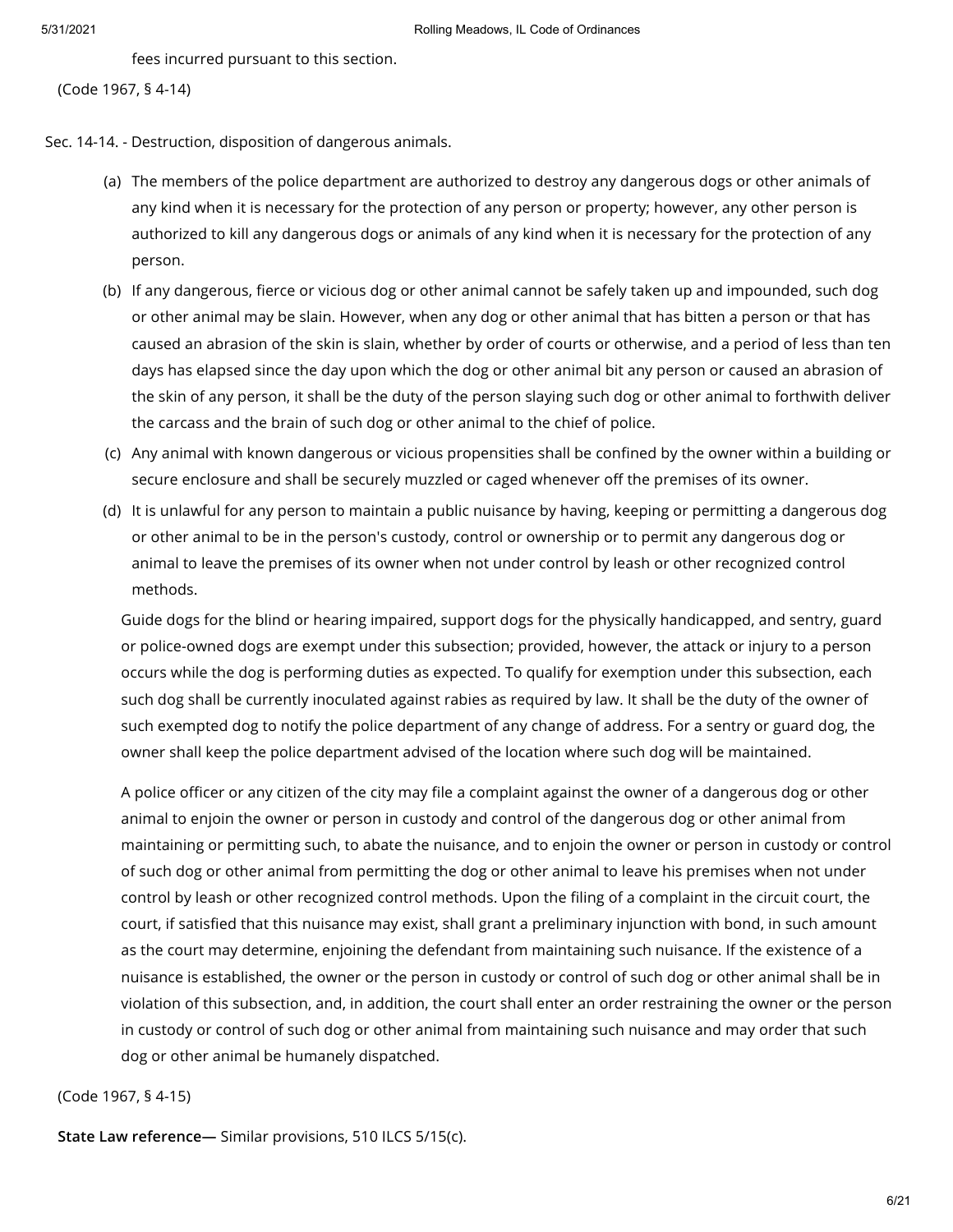fees incurred pursuant to this section.

(Code 1967, § 4-14)

## Sec. 14-14. - Destruction, disposition of dangerous animals.

(a) The members of the police department are authorized to destroy any dangerous dogs or other animals of any kind when it is necessary for the protection of any person or property; however, any other person is authorized to kill any dangerous dogs or animals of any kind when it is necessary for the protection of any person.

(b) If any dangerous, fierce or vicious dog or other animal cannot be safely taken up and impounded, such dog or other animal may be slain. However, when any dog or other animal that has bitten a person or that has caused an abrasion of the skin is slain, whether by order of courts or otherwise, and a period of less than ten days has elapsed since the day upon which the dog or other animal bit any person or caused an abrasion of the skin of any person, it shall be the duty of the person slaying such dog or other animal to forthwith deliver the carcass and the brain of such dog or other animal to the chief of police.

(c) Any animal with known dangerous or vicious propensities shall be confined by the owner within a building or secure enclosure and shall be securely muzzled or caged whenever off the premises of its owner.

(d) It is unlawful for any person to maintain a public nuisance by having, keeping or permitting a dangerous dog or other animal to be in the person's custody, control or ownership or to permit any dangerous dog or animal to leave the premises of its owner when not under control by leash or other recognized control methods.

Guide dogs for the blind or hearing impaired, support dogs for the physically handicapped, and sentry, guard or police-owned dogs are exempt under this subsection; provided, however, the attack or injury to a person occurs while the dog is performing duties as expected. To qualify for exemption under this subsection, each such dog shall be currently inoculated against rabies as required by law. It shall be the duty of the owner of such exempted dog to notify the police department of any change of address. For a sentry or guard dog, the owner shall keep the police department advised of the location where such dog will be maintained.

A police officer or any citizen of the city may file a complaint against the owner of a dangerous dog or other animal to enjoin the owner or person in custody and control of the dangerous dog or other animal from maintaining or permitting such, to abate the nuisance, and to enjoin the owner or person in custody or control of such dog or other animal from permitting the dog or other animal to leave his premises when not under control by leash or other recognized control methods. Upon the filing of a complaint in the circuit court, the court, if satisfied that this nuisance may exist, shall grant a preliminary injunction with bond, in such amount as the court may determine, enjoining the defendant from maintaining such nuisance. If the existence of a nuisance is established, the owner or the person in custody or control of such dog or other animal shall be in violation of this subsection, and, in addition, the court shall enter an order restraining the owner or the person in custody or control of such dog or other animal from maintaining such nuisance and may order that such dog or other animal be humanely dispatched.

(Code 1967, § 4-15)

**State Law reference—** Similar provisions, 510 ILCS 5/15(c).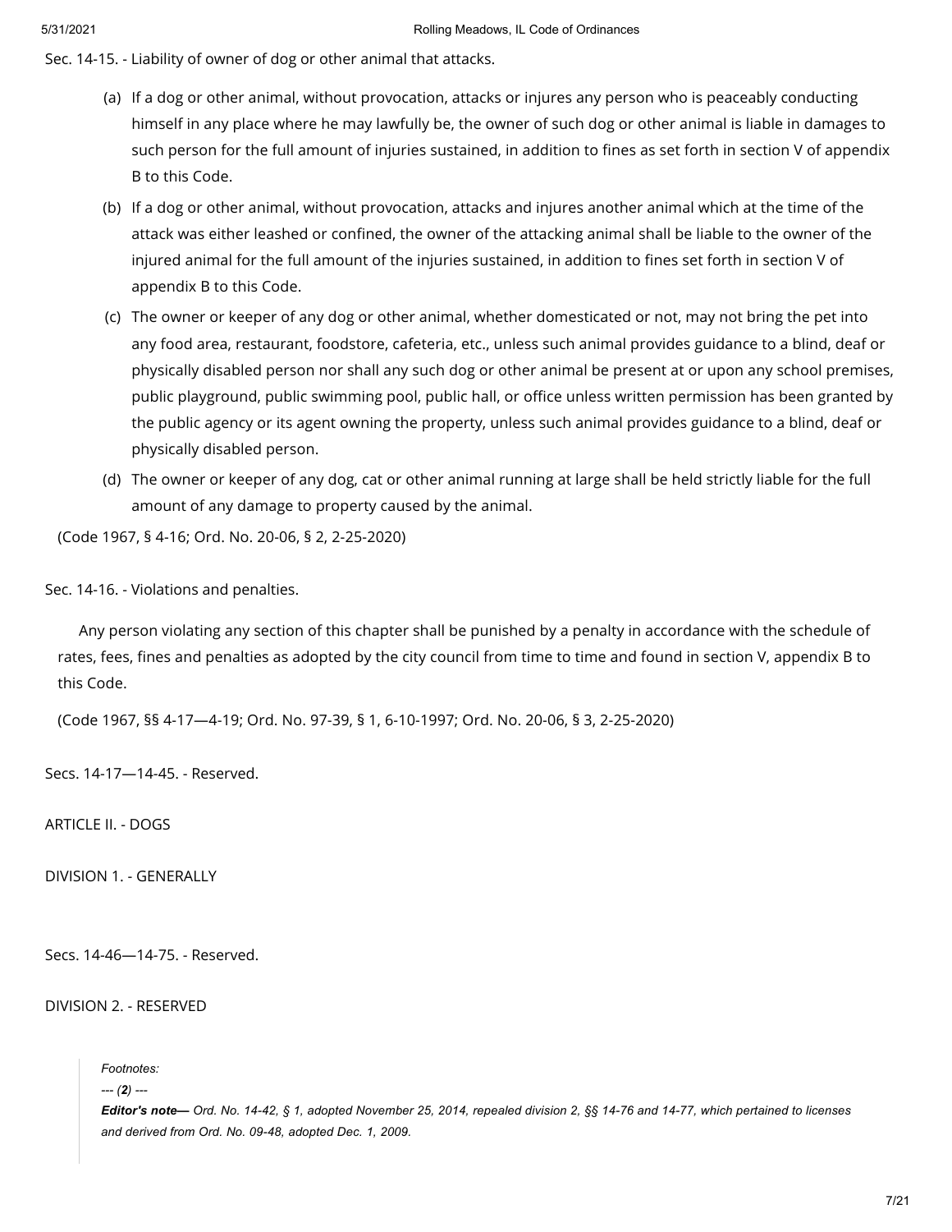Sec. 14-15. - Liability of owner of dog or other animal that attacks.

(a) If a dog or other animal, without provocation, attacks or injures any person who is peaceably conducting himself in any place where he may lawfully be, the owner of such dog or other animal is liable in damages to such person for the full amount of injuries sustained, in addition to fines as set forth in section V of appendix B to this Code.

(b) If a dog or other animal, without provocation, attacks and injures another animal which at the time of the attack was either leashed or confined, the owner of the attacking animal shall be liable to the owner of the injured animal for the full amount of the injuries sustained, in addition to fines set forth in section V of appendix B to this Code.

(c) The owner or keeper of any dog or other animal, whether domesticated or not, may not bring the pet into any food area, restaurant, foodstore, cafeteria, etc., unless such animal provides guidance to a blind, deaf or physically disabled person nor shall any such dog or other animal be present at or upon any school premises, public playground, public swimming pool, public hall, or office unless written permission has been granted by the public agency or its agent owning the property, unless such animal provides guidance to a blind, deaf or physically disabled person.

(d) The owner or keeper of any dog, cat or other animal running at large shall be held strictly liable for the full amount of any damage to property caused by the animal.

(Code 1967, § 4-16; Ord. No. 20-06, § 2, 2-25-2020)

Sec. 14-16. - Violations and penalties.

Any person violating any section of this chapter shall be punished by a penalty in accordance with the schedule of rates, fees, fines and penalties as adopted by the city council from time to time and found in section V, appendix B to this Code.

(Code 1967, §§ 4-17—4-19; Ord. No. 97-39, § 1, 6-10-1997; Ord. No. 20-06, § 3, 2-25-2020)

Secs. 14-17—14-45. - Reserved.

ARTICLE II. - DOGS

DIVISION 1. - GENERALLY

Secs. 14-46—14-75. - Reserved.

DIVISION 2. - RESERVED

*Footnotes:*

*--- (**2**) ---*

***Editor's note—*** *Ord. No. 14-42, § 1, adopted November 25, 2014, repealed division 2, §§ 14-76 and 14-77, which pertained to licenses and derived from Ord. No. 09-48, adopted Dec. 1, 2009.*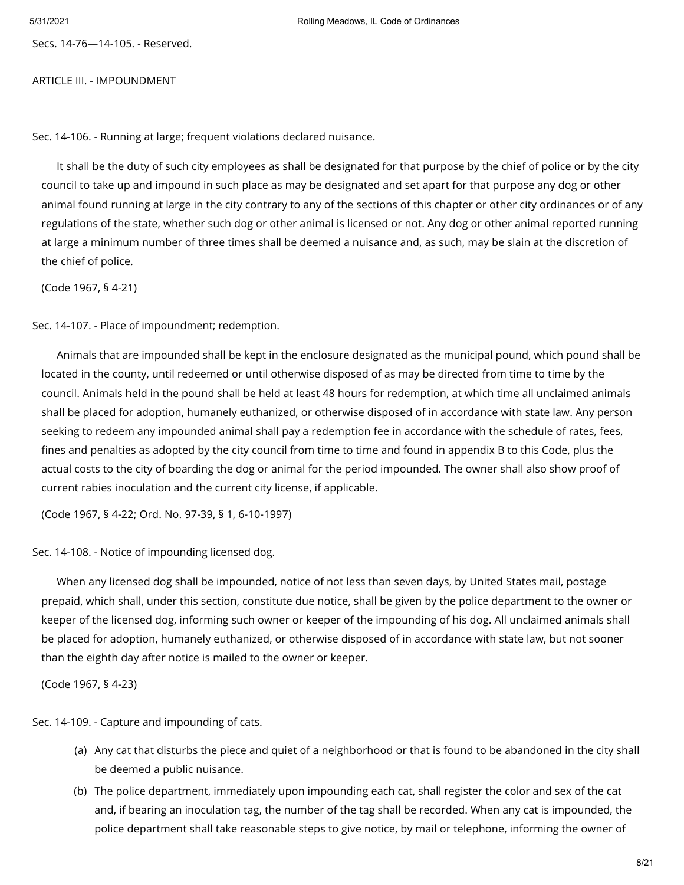Secs. 14-76—14-105. - Reserved.

## ARTICLE III. - IMPOUNDMENT

### Sec. 14-106. - Running at large; frequent violations declared nuisance.

It shall be the duty of such city employees as shall be designated for that purpose by the chief of police or by the city council to take up and impound in such place as may be designated and set apart for that purpose any dog or other animal found running at large in the city contrary to any of the sections of this chapter or other city ordinances or of any regulations of the state, whether such dog or other animal is licensed or not. Any dog or other animal reported running at large a minimum number of three times shall be deemed a nuisance and, as such, may be slain at the discretion of the chief of police.

(Code 1967, § 4-21)

### Sec. 14-107. - Place of impoundment; redemption.

Animals that are impounded shall be kept in the enclosure designated as the municipal pound, which pound shall be located in the county, until redeemed or until otherwise disposed of as may be directed from time to time by the council. Animals held in the pound shall be held at least 48 hours for redemption, at which time all unclaimed animals shall be placed for adoption, humanely euthanized, or otherwise disposed of in accordance with state law. Any person seeking to redeem any impounded animal shall pay a redemption fee in accordance with the schedule of rates, fees, fines and penalties as adopted by the city council from time to time and found in appendix B to this Code, plus the actual costs to the city of boarding the dog or animal for the period impounded. The owner shall also show proof of current rabies inoculation and the current city license, if applicable.

(Code 1967, § 4-22; Ord. No. 97-39, § 1, 6-10-1997)

### Sec. 14-108. - Notice of impounding licensed dog.

When any licensed dog shall be impounded, notice of not less than seven days, by United States mail, postage prepaid, which shall, under this section, constitute due notice, shall be given by the police department to the owner or keeper of the licensed dog, informing such owner or keeper of the impounding of his dog. All unclaimed animals shall be placed for adoption, humanely euthanized, or otherwise disposed of in accordance with state law, but not sooner than the eighth day after notice is mailed to the owner or keeper.

(Code 1967, § 4-23)

### Sec. 14-109. - Capture and impounding of cats.

(a) Any cat that disturbs the piece and quiet of a neighborhood or that is found to be abandoned in the city shall be deemed a public nuisance.

(b) The police department, immediately upon impounding each cat, shall register the color and sex of the cat and, if bearing an inoculation tag, the number of the tag shall be recorded. When any cat is impounded, the police department shall take reasonable steps to give notice, by mail or telephone, informing the owner of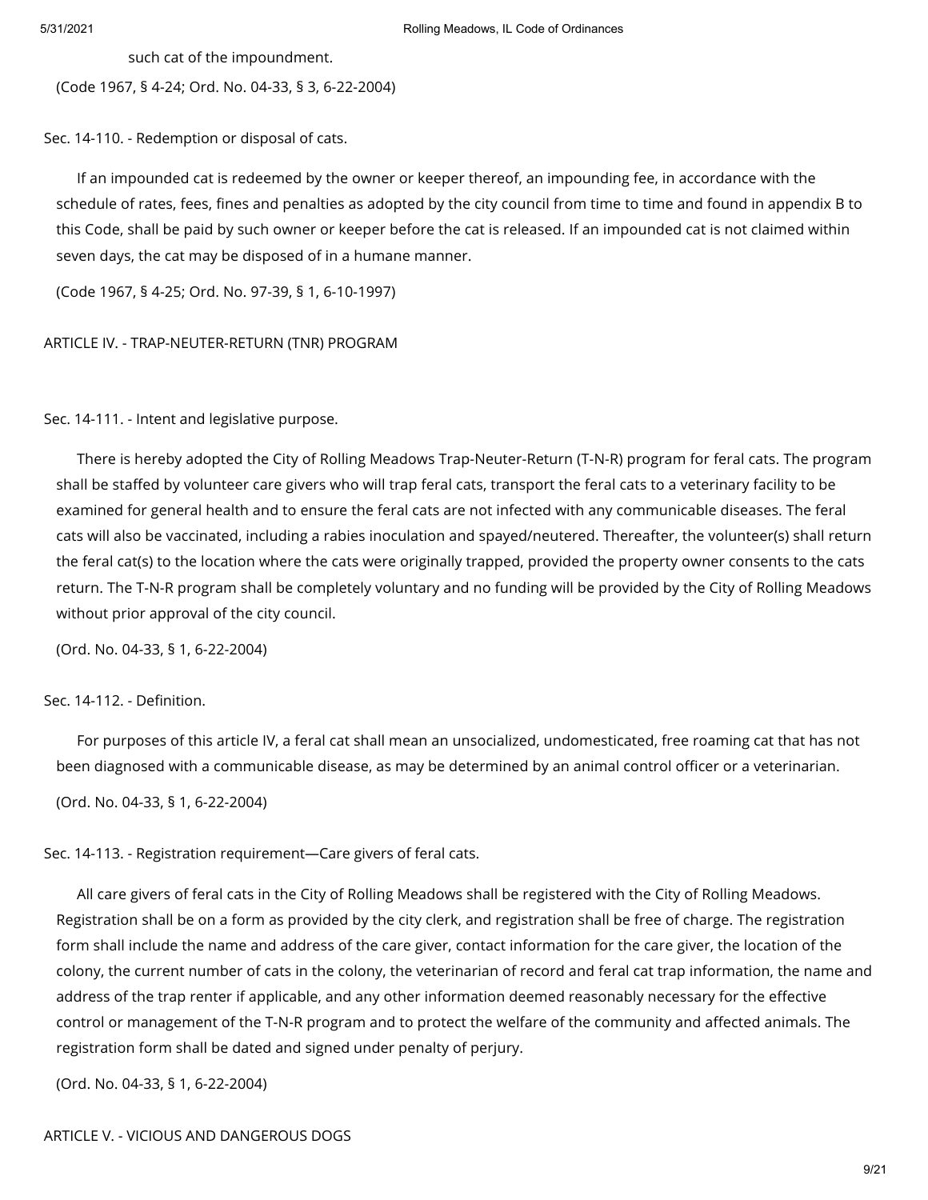such cat of the impoundment.

(Code 1967, § 4-24; Ord. No. 04-33, § 3, 6-22-2004)

Sec. 14-110. - Redemption or disposal of cats.

If an impounded cat is redeemed by the owner or keeper thereof, an impounding fee, in accordance with the schedule of rates, fees, fines and penalties as adopted by the city council from time to time and found in appendix B to this Code, shall be paid by such owner or keeper before the cat is released. If an impounded cat is not claimed within seven days, the cat may be disposed of in a humane manner.

(Code 1967, § 4-25; Ord. No. 97-39, § 1, 6-10-1997)

ARTICLE IV. - TRAP-NEUTER-RETURN (TNR) PROGRAM

Sec. 14-111. - Intent and legislative purpose.

There is hereby adopted the City of Rolling Meadows Trap-Neuter-Return (T-N-R) program for feral cats. The program shall be staffed by volunteer care givers who will trap feral cats, transport the feral cats to a veterinary facility to be examined for general health and to ensure the feral cats are not infected with any communicable diseases. The feral cats will also be vaccinated, including a rabies inoculation and spayed/neutered. Thereafter, the volunteer(s) shall return the feral cat(s) to the location where the cats were originally trapped, provided the property owner consents to the cats return. The T-N-R program shall be completely voluntary and no funding will be provided by the City of Rolling Meadows without prior approval of the city council.

(Ord. No. 04-33, § 1, 6-22-2004)

Sec. 14-112. - Definition.

For purposes of this article IV, a feral cat shall mean an unsocialized, undomesticated, free roaming cat that has not been diagnosed with a communicable disease, as may be determined by an animal control officer or a veterinarian.

(Ord. No. 04-33, § 1, 6-22-2004)

Sec. 14-113. - Registration requirement—Care givers of feral cats.

All care givers of feral cats in the City of Rolling Meadows shall be registered with the City of Rolling Meadows. Registration shall be on a form as provided by the city clerk, and registration shall be free of charge. The registration form shall include the name and address of the care giver, contact information for the care giver, the location of the colony, the current number of cats in the colony, the veterinarian of record and feral cat trap information, the name and address of the trap renter if applicable, and any other information deemed reasonably necessary for the effective control or management of the T-N-R program and to protect the welfare of the community and affected animals. The registration form shall be dated and signed under penalty of perjury.

(Ord. No. 04-33, § 1, 6-22-2004)

ARTICLE V. - VICIOUS AND DANGEROUS DOGS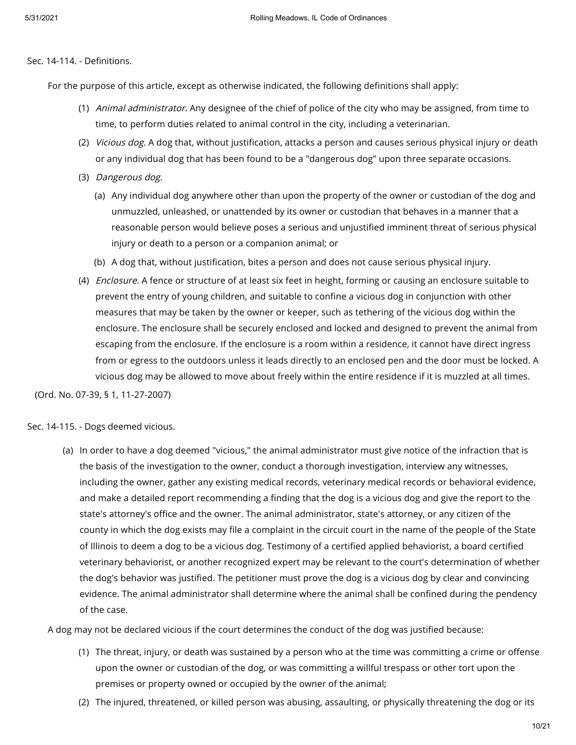Sec. 14-114. - Definitions.

For the purpose of this article, except as otherwise indicated, the following definitions shall apply:

(1) *Animal administrator.* Any designee of the chief of police of the city who may be assigned, from time to time, to perform duties related to animal control in the city, including a veterinarian.

(2) *Vicious dog.* A dog that, without justification, attacks a person and causes serious physical injury or death or any individual dog that has been found to be a "dangerous dog" upon three separate occasions.

(3) *Dangerous dog.*

  (a) Any individual dog anywhere other than upon the property of the owner or custodian of the dog and unmuzzled, unleashed, or unattended by its owner or custodian that behaves in a manner that a reasonable person would believe poses a serious and unjustified imminent threat of serious physical injury or death to a person or a companion animal; or

  (b) A dog that, without justification, bites a person and does not cause serious physical injury.

(4) *Enclosure.* A fence or structure of at least six feet in height, forming or causing an enclosure suitable to prevent the entry of young children, and suitable to confine a vicious dog in conjunction with other measures that may be taken by the owner or keeper, such as tethering of the vicious dog within the enclosure. The enclosure shall be securely enclosed and locked and designed to prevent the animal from escaping from the enclosure. If the enclosure is a room within a residence, it cannot have direct ingress from or egress to the outdoors unless it leads directly to an enclosed pen and the door must be locked. A vicious dog may be allowed to move about freely within the entire residence if it is muzzled at all times.

(Ord. No. 07-39, § 1, 11-27-2007)

Sec. 14-115. - Dogs deemed vicious.

(a) In order to have a dog deemed "vicious," the animal administrator must give notice of the infraction that is the basis of the investigation to the owner, conduct a thorough investigation, interview any witnesses, including the owner, gather any existing medical records, veterinary medical records or behavioral evidence, and make a detailed report recommending a finding that the dog is a vicious dog and give the report to the state's attorney's office and the owner. The animal administrator, state's attorney, or any citizen of the county in which the dog exists may file a complaint in the circuit court in the name of the people of the State of Illinois to deem a dog to be a vicious dog. Testimony of a certified applied behaviorist, a board certified veterinary behaviorist, or another recognized expert may be relevant to the court's determination of whether the dog's behavior was justified. The petitioner must prove the dog is a vicious dog by clear and convincing evidence. The animal administrator shall determine where the animal shall be confined during the pendency of the case.

A dog may not be declared vicious if the court determines the conduct of the dog was justified because:

(1) The threat, injury, or death was sustained by a person who at the time was committing a crime or offense upon the owner or custodian of the dog, or was committing a willful trespass or other tort upon the premises or property owned or occupied by the owner of the animal;

(2) The injured, threatened, or killed person was abusing, assaulting, or physically threatening the dog or its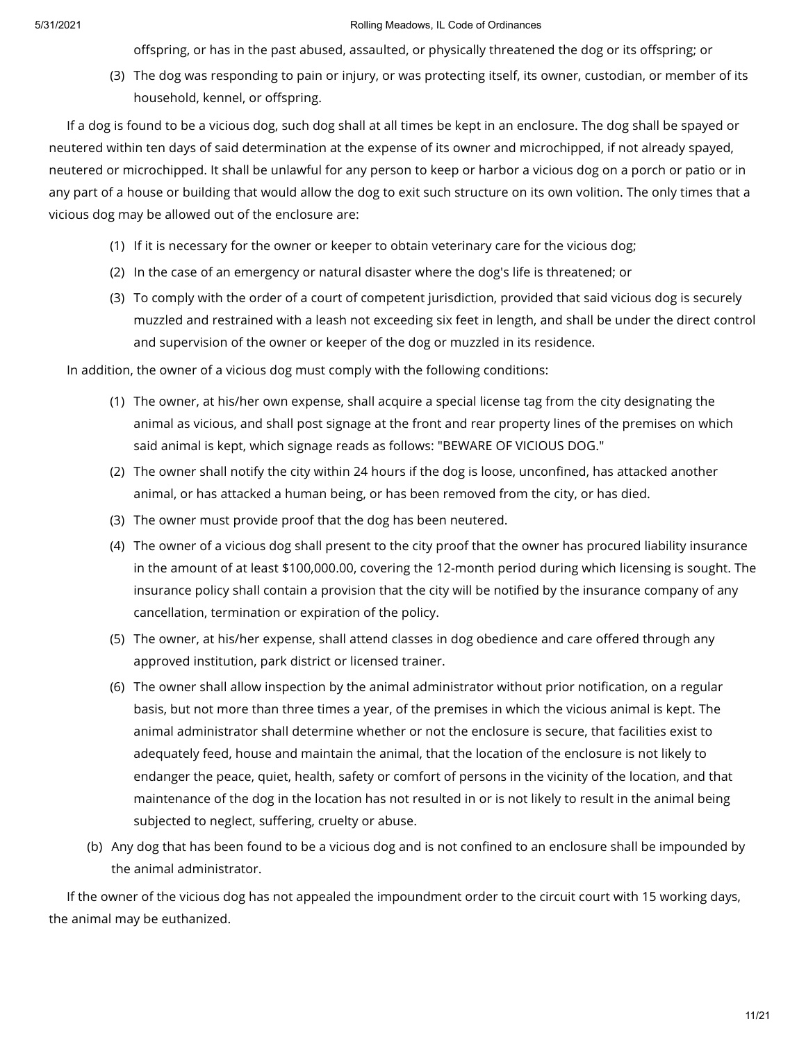offspring, or has in the past abused, assaulted, or physically threatened the dog or its offspring; or

(3) The dog was responding to pain or injury, or was protecting itself, its owner, custodian, or member of its household, kennel, or offspring.

If a dog is found to be a vicious dog, such dog shall at all times be kept in an enclosure. The dog shall be spayed or neutered within ten days of said determination at the expense of its owner and microchipped, if not already spayed, neutered or microchipped. It shall be unlawful for any person to keep or harbor a vicious dog on a porch or patio or in any part of a house or building that would allow the dog to exit such structure on its own volition. The only times that a vicious dog may be allowed out of the enclosure are:

(1) If it is necessary for the owner or keeper to obtain veterinary care for the vicious dog;

(2) In the case of an emergency or natural disaster where the dog's life is threatened; or

(3) To comply with the order of a court of competent jurisdiction, provided that said vicious dog is securely muzzled and restrained with a leash not exceeding six feet in length, and shall be under the direct control and supervision of the owner or keeper of the dog or muzzled in its residence.

In addition, the owner of a vicious dog must comply with the following conditions:

(1) The owner, at his/her own expense, shall acquire a special license tag from the city designating the animal as vicious, and shall post signage at the front and rear property lines of the premises on which said animal is kept, which signage reads as follows: "BEWARE OF VICIOUS DOG."

(2) The owner shall notify the city within 24 hours if the dog is loose, unconfined, has attacked another animal, or has attacked a human being, or has been removed from the city, or has died.

(3) The owner must provide proof that the dog has been neutered.

(4) The owner of a vicious dog shall present to the city proof that the owner has procured liability insurance in the amount of at least $100,000.00, covering the 12-month period during which licensing is sought. The insurance policy shall contain a provision that the city will be notified by the insurance company of any cancellation, termination or expiration of the policy.

(5) The owner, at his/her expense, shall attend classes in dog obedience and care offered through any approved institution, park district or licensed trainer.

(6) The owner shall allow inspection by the animal administrator without prior notification, on a regular basis, but not more than three times a year, of the premises in which the vicious animal is kept. The animal administrator shall determine whether or not the enclosure is secure, that facilities exist to adequately feed, house and maintain the animal, that the location of the enclosure is not likely to endanger the peace, quiet, health, safety or comfort of persons in the vicinity of the location, and that maintenance of the dog in the location has not resulted in or is not likely to result in the animal being subjected to neglect, suffering, cruelty or abuse.

(b) Any dog that has been found to be a vicious dog and is not confined to an enclosure shall be impounded by the animal administrator.

If the owner of the vicious dog has not appealed the impoundment order to the circuit court with 15 working days, the animal may be euthanized.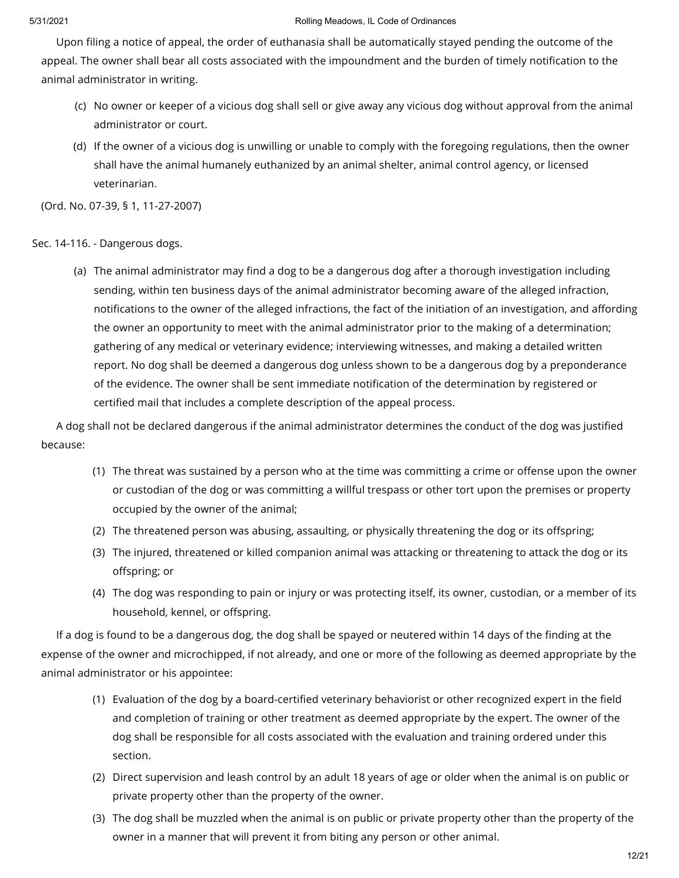Upon filing a notice of appeal, the order of euthanasia shall be automatically stayed pending the outcome of the appeal. The owner shall bear all costs associated with the impoundment and the burden of timely notification to the animal administrator in writing.

(c) No owner or keeper of a vicious dog shall sell or give away any vicious dog without approval from the animal administrator or court.

(d) If the owner of a vicious dog is unwilling or unable to comply with the foregoing regulations, then the owner shall have the animal humanely euthanized by an animal shelter, animal control agency, or licensed veterinarian.

(Ord. No. 07-39, § 1, 11-27-2007)

Sec. 14-116. - Dangerous dogs.

(a) The animal administrator may find a dog to be a dangerous dog after a thorough investigation including sending, within ten business days of the animal administrator becoming aware of the alleged infraction, notifications to the owner of the alleged infractions, the fact of the initiation of an investigation, and affording the owner an opportunity to meet with the animal administrator prior to the making of a determination; gathering of any medical or veterinary evidence; interviewing witnesses, and making a detailed written report. No dog shall be deemed a dangerous dog unless shown to be a dangerous dog by a preponderance of the evidence. The owner shall be sent immediate notification of the determination by registered or certified mail that includes a complete description of the appeal process.

A dog shall not be declared dangerous if the animal administrator determines the conduct of the dog was justified because:

(1) The threat was sustained by a person who at the time was committing a crime or offense upon the owner or custodian of the dog or was committing a willful trespass or other tort upon the premises or property occupied by the owner of the animal;

(2) The threatened person was abusing, assaulting, or physically threatening the dog or its offspring;

(3) The injured, threatened or killed companion animal was attacking or threatening to attack the dog or its offspring; or

(4) The dog was responding to pain or injury or was protecting itself, its owner, custodian, or a member of its household, kennel, or offspring.

If a dog is found to be a dangerous dog, the dog shall be spayed or neutered within 14 days of the finding at the expense of the owner and microchipped, if not already, and one or more of the following as deemed appropriate by the animal administrator or his appointee:

(1) Evaluation of the dog by a board-certified veterinary behaviorist or other recognized expert in the field and completion of training or other treatment as deemed appropriate by the expert. The owner of the dog shall be responsible for all costs associated with the evaluation and training ordered under this section.

(2) Direct supervision and leash control by an adult 18 years of age or older when the animal is on public or private property other than the property of the owner.

(3) The dog shall be muzzled when the animal is on public or private property other than the property of the owner in a manner that will prevent it from biting any person or other animal.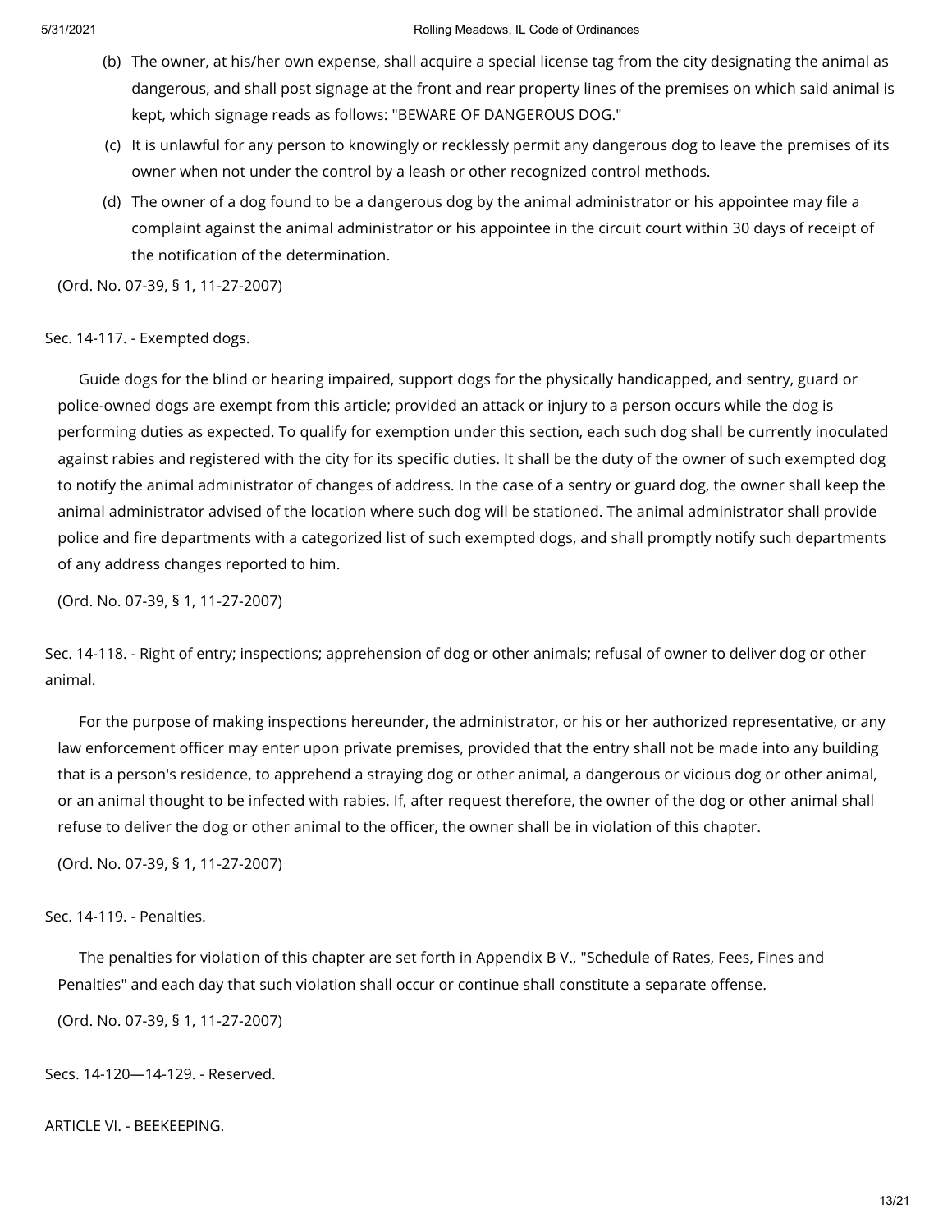(b) The owner, at his/her own expense, shall acquire a special license tag from the city designating the animal as dangerous, and shall post signage at the front and rear property lines of the premises on which said animal is kept, which signage reads as follows: "BEWARE OF DANGEROUS DOG."

(c) It is unlawful for any person to knowingly or recklessly permit any dangerous dog to leave the premises of its owner when not under the control by a leash or other recognized control methods.

(d) The owner of a dog found to be a dangerous dog by the animal administrator or his appointee may file a complaint against the animal administrator or his appointee in the circuit court within 30 days of receipt of the notification of the determination.

(Ord. No. 07-39, § 1, 11-27-2007)

Sec. 14-117. - Exempted dogs.

Guide dogs for the blind or hearing impaired, support dogs for the physically handicapped, and sentry, guard or police-owned dogs are exempt from this article; provided an attack or injury to a person occurs while the dog is performing duties as expected. To qualify for exemption under this section, each such dog shall be currently inoculated against rabies and registered with the city for its specific duties. It shall be the duty of the owner of such exempted dog to notify the animal administrator of changes of address. In the case of a sentry or guard dog, the owner shall keep the animal administrator advised of the location where such dog will be stationed. The animal administrator shall provide police and fire departments with a categorized list of such exempted dogs, and shall promptly notify such departments of any address changes reported to him.

(Ord. No. 07-39, § 1, 11-27-2007)

Sec. 14-118. - Right of entry; inspections; apprehension of dog or other animals; refusal of owner to deliver dog or other animal.

For the purpose of making inspections hereunder, the administrator, or his or her authorized representative, or any law enforcement officer may enter upon private premises, provided that the entry shall not be made into any building that is a person's residence, to apprehend a straying dog or other animal, a dangerous or vicious dog or other animal, or an animal thought to be infected with rabies. If, after request therefore, the owner of the dog or other animal shall refuse to deliver the dog or other animal to the officer, the owner shall be in violation of this chapter.

(Ord. No. 07-39, § 1, 11-27-2007)

Sec. 14-119. - Penalties.

The penalties for violation of this chapter are set forth in Appendix B V., "Schedule of Rates, Fees, Fines and Penalties" and each day that such violation shall occur or continue shall constitute a separate offense.

(Ord. No. 07-39, § 1, 11-27-2007)

Secs. 14-120—14-129. - Reserved.

ARTICLE VI. - BEEKEEPING.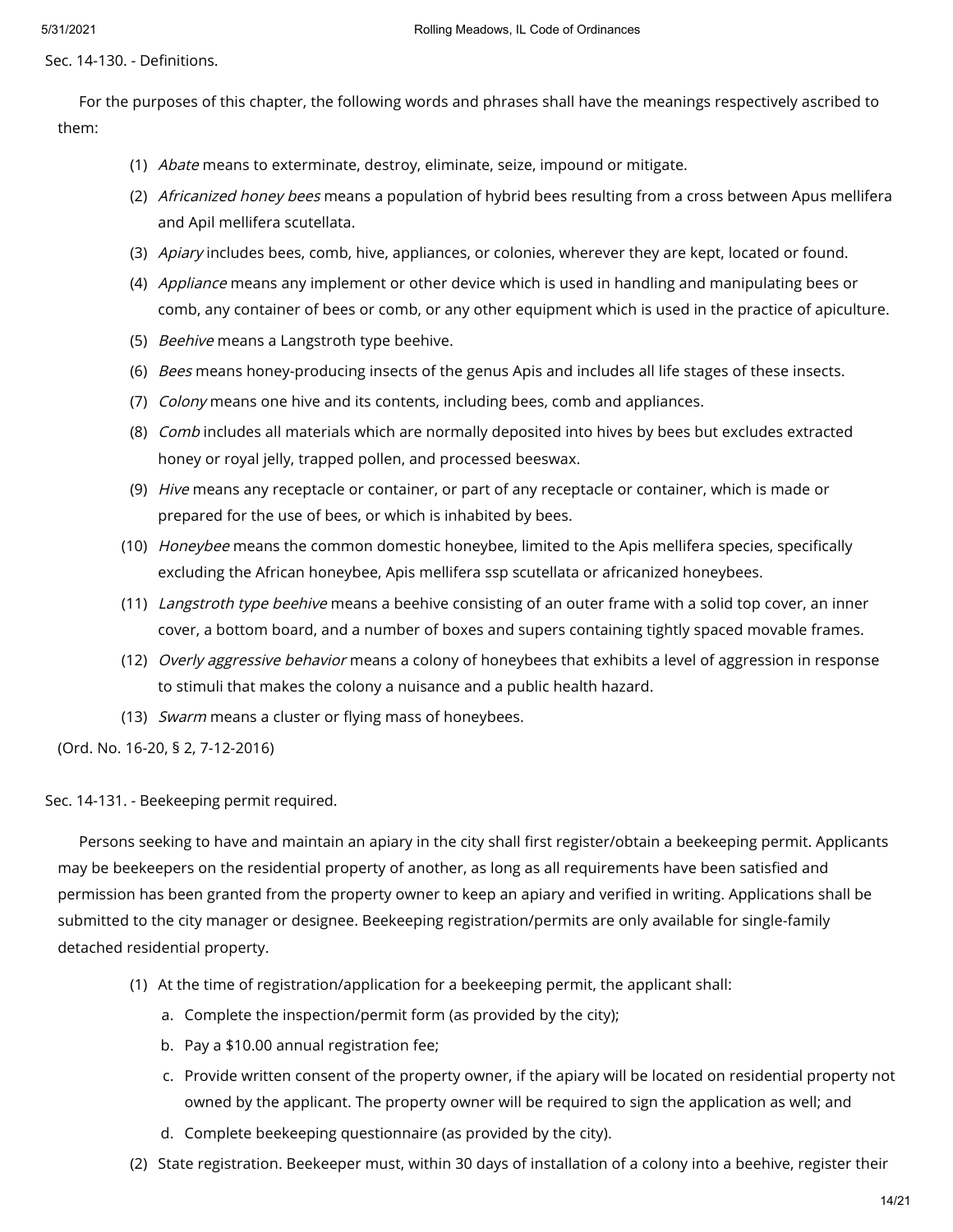Sec. 14-130. - Definitions.

For the purposes of this chapter, the following words and phrases shall have the meanings respectively ascribed to them:

(1) *Abate* means to exterminate, destroy, eliminate, seize, impound or mitigate.

(2) *Africanized honey bees* means a population of hybrid bees resulting from a cross between Apus mellifera and Apil mellifera scutellata.

(3) *Apiary* includes bees, comb, hive, appliances, or colonies, wherever they are kept, located or found.

(4) *Appliance* means any implement or other device which is used in handling and manipulating bees or comb, any container of bees or comb, or any other equipment which is used in the practice of apiculture.

(5) *Beehive* means a Langstroth type beehive.

(6) *Bees* means honey-producing insects of the genus Apis and includes all life stages of these insects.

(7) *Colony* means one hive and its contents, including bees, comb and appliances.

(8) *Comb* includes all materials which are normally deposited into hives by bees but excludes extracted honey or royal jelly, trapped pollen, and processed beeswax.

(9) *Hive* means any receptacle or container, or part of any receptacle or container, which is made or prepared for the use of bees, or which is inhabited by bees.

(10) *Honeybee* means the common domestic honeybee, limited to the Apis mellifera species, specifically excluding the African honeybee, Apis mellifera ssp scutellata or africanized honeybees.

(11) *Langstroth type beehive* means a beehive consisting of an outer frame with a solid top cover, an inner cover, a bottom board, and a number of boxes and supers containing tightly spaced movable frames.

(12) *Overly aggressive behavior* means a colony of honeybees that exhibits a level of aggression in response to stimuli that makes the colony a nuisance and a public health hazard.

(13) *Swarm* means a cluster or flying mass of honeybees.

(Ord. No. 16-20, § 2, 7-12-2016)

Sec. 14-131. - Beekeeping permit required.

Persons seeking to have and maintain an apiary in the city shall first register/obtain a beekeeping permit. Applicants may be beekeepers on the residential property of another, as long as all requirements have been satisfied and permission has been granted from the property owner to keep an apiary and verified in writing. Applications shall be submitted to the city manager or designee. Beekeeping registration/permits are only available for single-family detached residential property.

(1) At the time of registration/application for a beekeeping permit, the applicant shall:

   a. Complete the inspection/permit form (as provided by the city);

   b. Pay a $10.00 annual registration fee;

   c. Provide written consent of the property owner, if the apiary will be located on residential property not owned by the applicant. The property owner will be required to sign the application as well; and

   d. Complete beekeeping questionnaire (as provided by the city).

(2) State registration. Beekeeper must, within 30 days of installation of a colony into a beehive, register their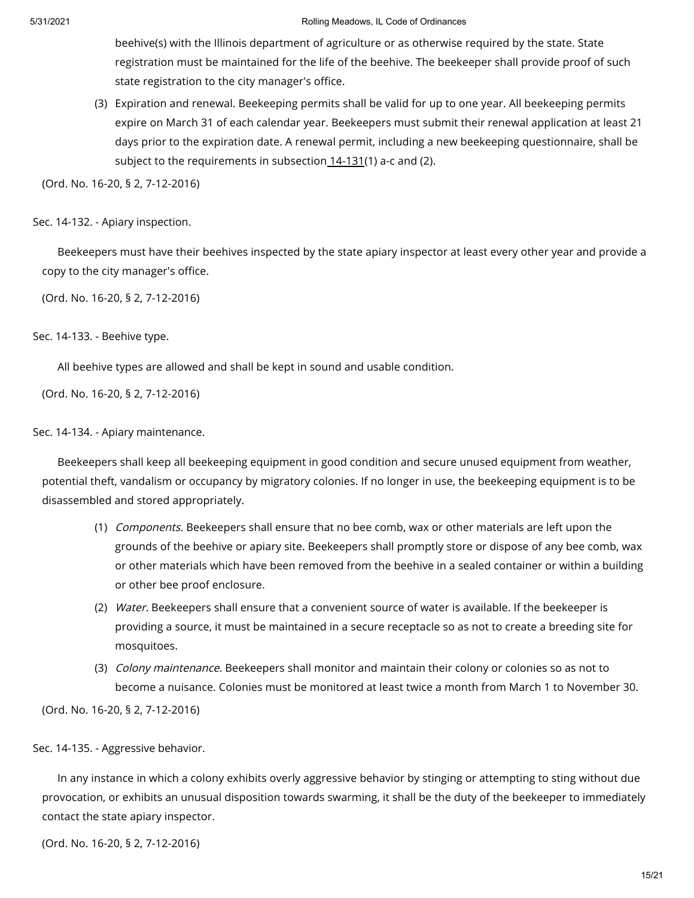beehive(s) with the Illinois department of agriculture or as otherwise required by the state. State registration must be maintained for the life of the beehive. The beekeeper shall provide proof of such state registration to the city manager's office.

(3) Expiration and renewal. Beekeeping permits shall be valid for up to one year. All beekeeping permits expire on March 31 of each calendar year. Beekeepers must submit their renewal application at least 21 days prior to the expiration date. A renewal permit, including a new beekeeping questionnaire, shall be subject to the requirements in subsection 14-131(1) a-c and (2).

(Ord. No. 16-20, § 2, 7-12-2016)

Sec. 14-132. - Apiary inspection.

Beekeepers must have their beehives inspected by the state apiary inspector at least every other year and provide a copy to the city manager's office.

(Ord. No. 16-20, § 2, 7-12-2016)

Sec. 14-133. - Beehive type.

All beehive types are allowed and shall be kept in sound and usable condition.

(Ord. No. 16-20, § 2, 7-12-2016)

Sec. 14-134. - Apiary maintenance.

Beekeepers shall keep all beekeeping equipment in good condition and secure unused equipment from weather, potential theft, vandalism or occupancy by migratory colonies. If no longer in use, the beekeeping equipment is to be disassembled and stored appropriately.

(1) *Components.* Beekeepers shall ensure that no bee comb, wax or other materials are left upon the grounds of the beehive or apiary site. Beekeepers shall promptly store or dispose of any bee comb, wax or other materials which have been removed from the beehive in a sealed container or within a building or other bee proof enclosure.

(2) *Water.* Beekeepers shall ensure that a convenient source of water is available. If the beekeeper is providing a source, it must be maintained in a secure receptacle so as not to create a breeding site for mosquitoes.

(3) *Colony maintenance.* Beekeepers shall monitor and maintain their colony or colonies so as not to become a nuisance. Colonies must be monitored at least twice a month from March 1 to November 30.

(Ord. No. 16-20, § 2, 7-12-2016)

Sec. 14-135. - Aggressive behavior.

In any instance in which a colony exhibits overly aggressive behavior by stinging or attempting to sting without due provocation, or exhibits an unusual disposition towards swarming, it shall be the duty of the beekeeper to immediately contact the state apiary inspector.

(Ord. No. 16-20, § 2, 7-12-2016)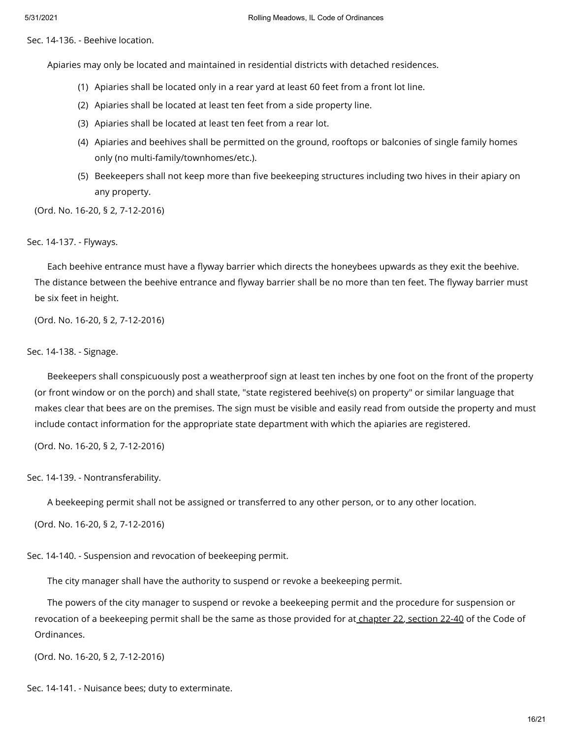### Sec. 14-136. - Beehive location.

Apiaries may only be located and maintained in residential districts with detached residences.

(1) Apiaries shall be located only in a rear yard at least 60 feet from a front lot line.

(2) Apiaries shall be located at least ten feet from a side property line.

(3) Apiaries shall be located at least ten feet from a rear lot.

(4) Apiaries and beehives shall be permitted on the ground, rooftops or balconies of single family homes only (no multi-family/townhomes/etc.).

(5) Beekeepers shall not keep more than five beekeeping structures including two hives in their apiary on any property.

(Ord. No. 16-20, § 2, 7-12-2016)

### Sec. 14-137. - Flyways.

Each beehive entrance must have a flyway barrier which directs the honeybees upwards as they exit the beehive. The distance between the beehive entrance and flyway barrier shall be no more than ten feet. The flyway barrier must be six feet in height.

(Ord. No. 16-20, § 2, 7-12-2016)

### Sec. 14-138. - Signage.

Beekeepers shall conspicuously post a weatherproof sign at least ten inches by one foot on the front of the property (or front window or on the porch) and shall state, "state registered beehive(s) on property" or similar language that makes clear that bees are on the premises. The sign must be visible and easily read from outside the property and must include contact information for the appropriate state department with which the apiaries are registered.

(Ord. No. 16-20, § 2, 7-12-2016)

### Sec. 14-139. - Nontransferability.

A beekeeping permit shall not be assigned or transferred to any other person, or to any other location.

(Ord. No. 16-20, § 2, 7-12-2016)

### Sec. 14-140. - Suspension and revocation of beekeeping permit.

The city manager shall have the authority to suspend or revoke a beekeeping permit.

The powers of the city manager to suspend or revoke a beekeeping permit and the procedure for suspension or revocation of a beekeeping permit shall be the same as those provided for at chapter 22, section 22-40 of the Code of Ordinances.

(Ord. No. 16-20, § 2, 7-12-2016)

### Sec. 14-141. - Nuisance bees; duty to exterminate.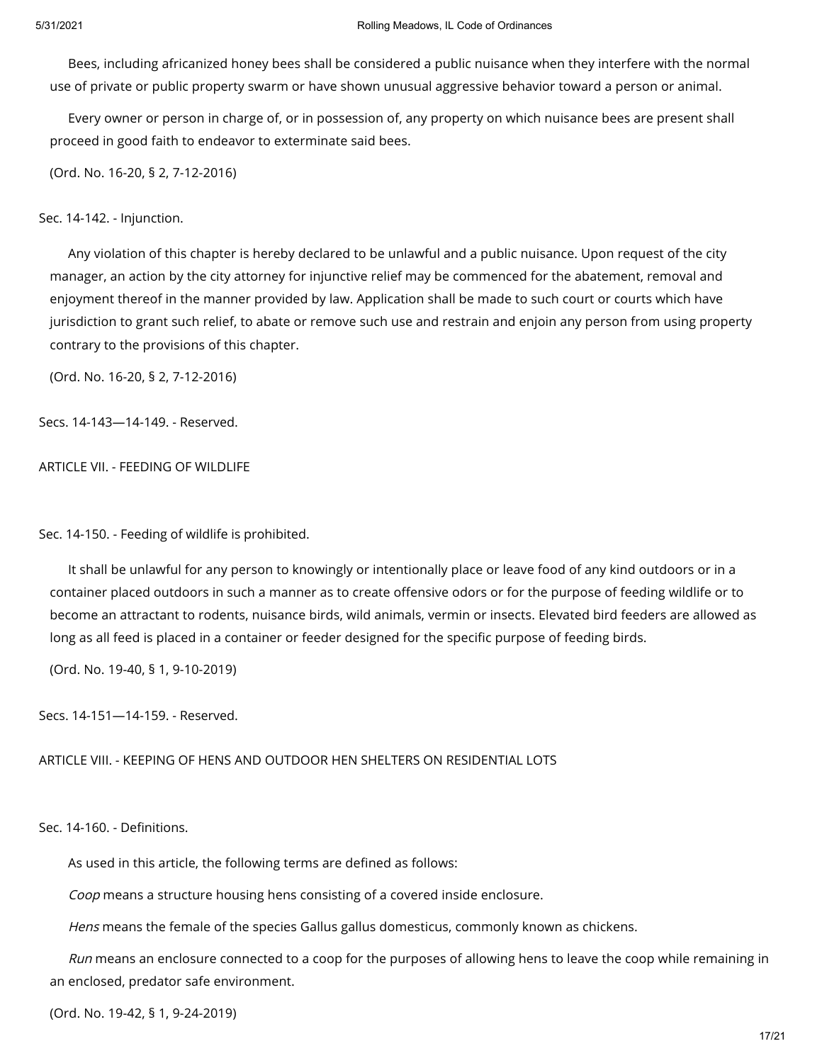Bees, including africanized honey bees shall be considered a public nuisance when they interfere with the normal use of private or public property swarm or have shown unusual aggressive behavior toward a person or animal.

Every owner or person in charge of, or in possession of, any property on which nuisance bees are present shall proceed in good faith to endeavor to exterminate said bees.

(Ord. No. 16-20, § 2, 7-12-2016)

Sec. 14-142. - Injunction.

Any violation of this chapter is hereby declared to be unlawful and a public nuisance. Upon request of the city manager, an action by the city attorney for injunctive relief may be commenced for the abatement, removal and enjoyment thereof in the manner provided by law. Application shall be made to such court or courts which have jurisdiction to grant such relief, to abate or remove such use and restrain and enjoin any person from using property contrary to the provisions of this chapter.

(Ord. No. 16-20, § 2, 7-12-2016)

Secs. 14-143—14-149. - Reserved.

## ARTICLE VII. - FEEDING OF WILDLIFE

Sec. 14-150. - Feeding of wildlife is prohibited.

It shall be unlawful for any person to knowingly or intentionally place or leave food of any kind outdoors or in a container placed outdoors in such a manner as to create offensive odors or for the purpose of feeding wildlife or to become an attractant to rodents, nuisance birds, wild animals, vermin or insects. Elevated bird feeders are allowed as long as all feed is placed in a container or feeder designed for the specific purpose of feeding birds.

(Ord. No. 19-40, § 1, 9-10-2019)

Secs. 14-151—14-159. - Reserved.

## ARTICLE VIII. - KEEPING OF HENS AND OUTDOOR HEN SHELTERS ON RESIDENTIAL LOTS

Sec. 14-160. - Definitions.

As used in this article, the following terms are defined as follows:

*Coop* means a structure housing hens consisting of a covered inside enclosure.

*Hens* means the female of the species Gallus gallus domesticus, commonly known as chickens.

*Run* means an enclosure connected to a coop for the purposes of allowing hens to leave the coop while remaining in an enclosed, predator safe environment.

(Ord. No. 19-42, § 1, 9-24-2019)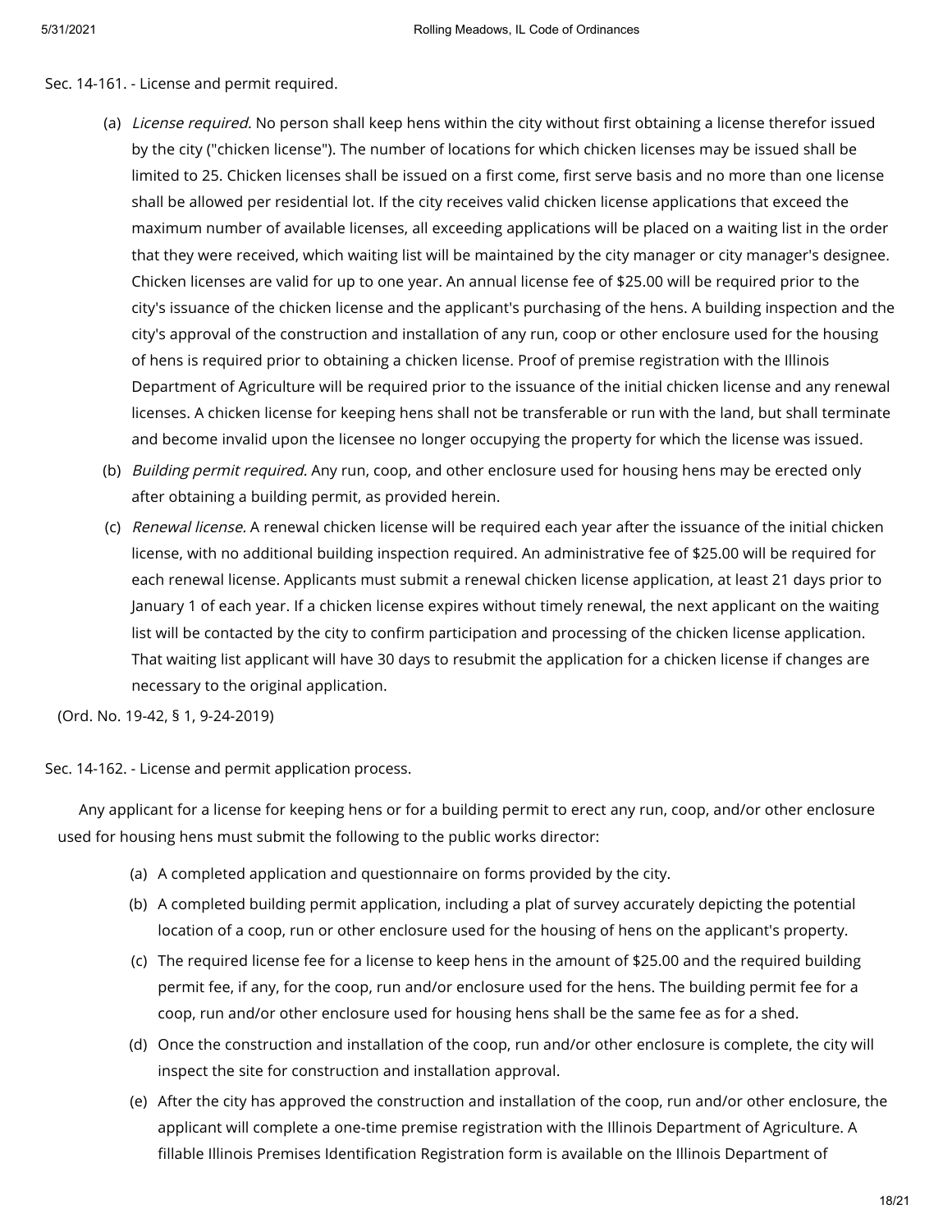Sec. 14-161. - License and permit required.

(a) *License required.* No person shall keep hens within the city without first obtaining a license therefor issued by the city ("chicken license"). The number of locations for which chicken licenses may be issued shall be limited to 25. Chicken licenses shall be issued on a first come, first serve basis and no more than one license shall be allowed per residential lot. If the city receives valid chicken license applications that exceed the maximum number of available licenses, all exceeding applications will be placed on a waiting list in the order that they were received, which waiting list will be maintained by the city manager or city manager's designee. Chicken licenses are valid for up to one year. An annual license fee of $25.00 will be required prior to the city's issuance of the chicken license and the applicant's purchasing of the hens. A building inspection and the city's approval of the construction and installation of any run, coop or other enclosure used for the housing of hens is required prior to obtaining a chicken license. Proof of premise registration with the Illinois Department of Agriculture will be required prior to the issuance of the initial chicken license and any renewal licenses. A chicken license for keeping hens shall not be transferable or run with the land, but shall terminate and become invalid upon the licensee no longer occupying the property for which the license was issued.

(b) *Building permit required.* Any run, coop, and other enclosure used for housing hens may be erected only after obtaining a building permit, as provided herein.

(c) *Renewal license.* A renewal chicken license will be required each year after the issuance of the initial chicken license, with no additional building inspection required. An administrative fee of $25.00 will be required for each renewal license. Applicants must submit a renewal chicken license application, at least 21 days prior to January 1 of each year. If a chicken license expires without timely renewal, the next applicant on the waiting list will be contacted by the city to confirm participation and processing of the chicken license application. That waiting list applicant will have 30 days to resubmit the application for a chicken license if changes are necessary to the original application.

(Ord. No. 19-42, § 1, 9-24-2019)

Sec. 14-162. - License and permit application process.

Any applicant for a license for keeping hens or for a building permit to erect any run, coop, and/or other enclosure used for housing hens must submit the following to the public works director:

(a) A completed application and questionnaire on forms provided by the city.

(b) A completed building permit application, including a plat of survey accurately depicting the potential location of a coop, run or other enclosure used for the housing of hens on the applicant's property.

(c) The required license fee for a license to keep hens in the amount of $25.00 and the required building permit fee, if any, for the coop, run and/or enclosure used for the hens. The building permit fee for a coop, run and/or other enclosure used for housing hens shall be the same fee as for a shed.

(d) Once the construction and installation of the coop, run and/or other enclosure is complete, the city will inspect the site for construction and installation approval.

(e) After the city has approved the construction and installation of the coop, run and/or other enclosure, the applicant will complete a one-time premise registration with the Illinois Department of Agriculture. A fillable Illinois Premises Identification Registration form is available on the Illinois Department of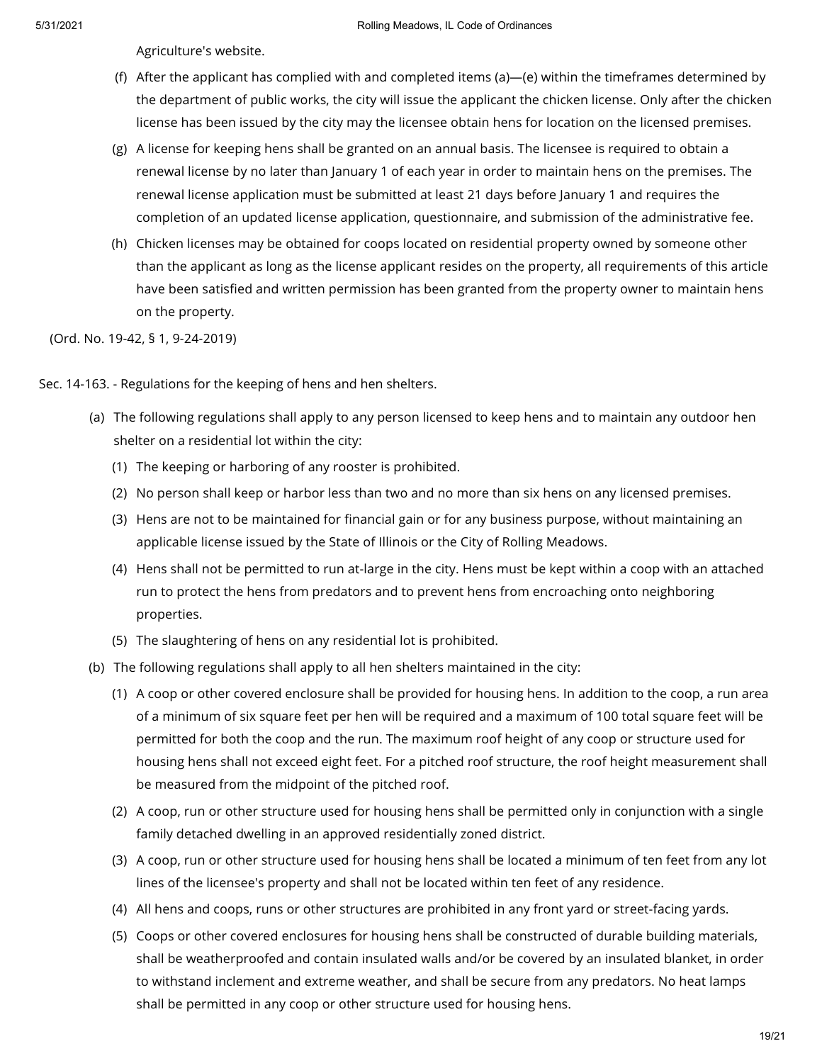Agriculture's website.

(f) After the applicant has complied with and completed items (a)—(e) within the timeframes determined by the department of public works, the city will issue the applicant the chicken license. Only after the chicken license has been issued by the city may the licensee obtain hens for location on the licensed premises.

(g) A license for keeping hens shall be granted on an annual basis. The licensee is required to obtain a renewal license by no later than January 1 of each year in order to maintain hens on the premises. The renewal license application must be submitted at least 21 days before January 1 and requires the completion of an updated license application, questionnaire, and submission of the administrative fee.

(h) Chicken licenses may be obtained for coops located on residential property owned by someone other than the applicant as long as the license applicant resides on the property, all requirements of this article have been satisfied and written permission has been granted from the property owner to maintain hens on the property.

(Ord. No. 19-42, § 1, 9-24-2019)

Sec. 14-163. - Regulations for the keeping of hens and hen shelters.

(a) The following regulations shall apply to any person licensed to keep hens and to maintain any outdoor hen shelter on a residential lot within the city:

(1) The keeping or harboring of any rooster is prohibited.

(2) No person shall keep or harbor less than two and no more than six hens on any licensed premises.

(3) Hens are not to be maintained for financial gain or for any business purpose, without maintaining an applicable license issued by the State of Illinois or the City of Rolling Meadows.

(4) Hens shall not be permitted to run at-large in the city. Hens must be kept within a coop with an attached run to protect the hens from predators and to prevent hens from encroaching onto neighboring properties.

(5) The slaughtering of hens on any residential lot is prohibited.

(b) The following regulations shall apply to all hen shelters maintained in the city:

(1) A coop or other covered enclosure shall be provided for housing hens. In addition to the coop, a run area of a minimum of six square feet per hen will be required and a maximum of 100 total square feet will be permitted for both the coop and the run. The maximum roof height of any coop or structure used for housing hens shall not exceed eight feet. For a pitched roof structure, the roof height measurement shall be measured from the midpoint of the pitched roof.

(2) A coop, run or other structure used for housing hens shall be permitted only in conjunction with a single family detached dwelling in an approved residentially zoned district.

(3) A coop, run or other structure used for housing hens shall be located a minimum of ten feet from any lot lines of the licensee's property and shall not be located within ten feet of any residence.

(4) All hens and coops, runs or other structures are prohibited in any front yard or street-facing yards.

(5) Coops or other covered enclosures for housing hens shall be constructed of durable building materials, shall be weatherproofed and contain insulated walls and/or be covered by an insulated blanket, in order to withstand inclement and extreme weather, and shall be secure from any predators. No heat lamps shall be permitted in any coop or other structure used for housing hens.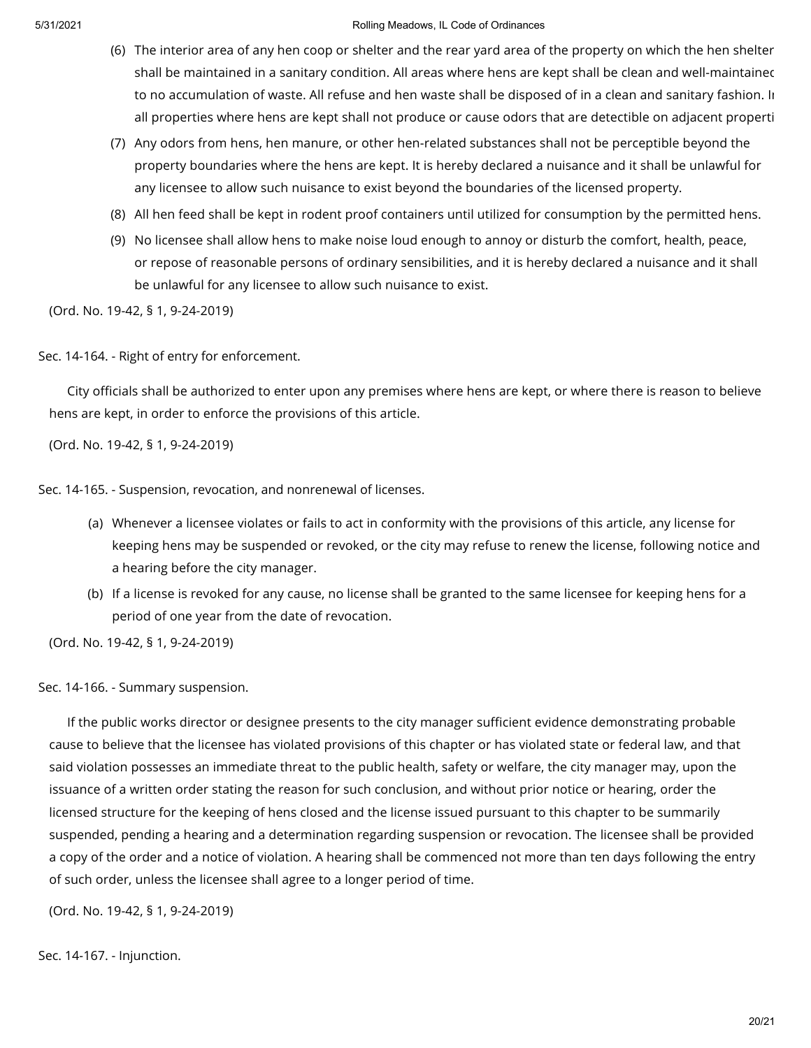(6) The interior area of any hen coop or shelter and the rear yard area of the property on which the hen shelter shall be maintained in a sanitary condition. All areas where hens are kept shall be clean and well-maintained to no accumulation of waste. All refuse and hen waste shall be disposed of in a clean and sanitary fashion. In all properties where hens are kept shall not produce or cause odors that are detectible on adjacent properti

(7) Any odors from hens, hen manure, or other hen-related substances shall not be perceptible beyond the property boundaries where the hens are kept. It is hereby declared a nuisance and it shall be unlawful for any licensee to allow such nuisance to exist beyond the boundaries of the licensed property.

(8) All hen feed shall be kept in rodent proof containers until utilized for consumption by the permitted hens.

(9) No licensee shall allow hens to make noise loud enough to annoy or disturb the comfort, health, peace, or repose of reasonable persons of ordinary sensibilities, and it is hereby declared a nuisance and it shall be unlawful for any licensee to allow such nuisance to exist.

(Ord. No. 19-42, § 1, 9-24-2019)

Sec. 14-164. - Right of entry for enforcement.

City officials shall be authorized to enter upon any premises where hens are kept, or where there is reason to believe hens are kept, in order to enforce the provisions of this article.

(Ord. No. 19-42, § 1, 9-24-2019)

Sec. 14-165. - Suspension, revocation, and nonrenewal of licenses.

(a) Whenever a licensee violates or fails to act in conformity with the provisions of this article, any license for keeping hens may be suspended or revoked, or the city may refuse to renew the license, following notice and a hearing before the city manager.

(b) If a license is revoked for any cause, no license shall be granted to the same licensee for keeping hens for a period of one year from the date of revocation.

(Ord. No. 19-42, § 1, 9-24-2019)

Sec. 14-166. - Summary suspension.

If the public works director or designee presents to the city manager sufficient evidence demonstrating probable cause to believe that the licensee has violated provisions of this chapter or has violated state or federal law, and that said violation possesses an immediate threat to the public health, safety or welfare, the city manager may, upon the issuance of a written order stating the reason for such conclusion, and without prior notice or hearing, order the licensed structure for the keeping of hens closed and the license issued pursuant to this chapter to be summarily suspended, pending a hearing and a determination regarding suspension or revocation. The licensee shall be provided a copy of the order and a notice of violation. A hearing shall be commenced not more than ten days following the entry of such order, unless the licensee shall agree to a longer period of time.

(Ord. No. 19-42, § 1, 9-24-2019)

Sec. 14-167. - Injunction.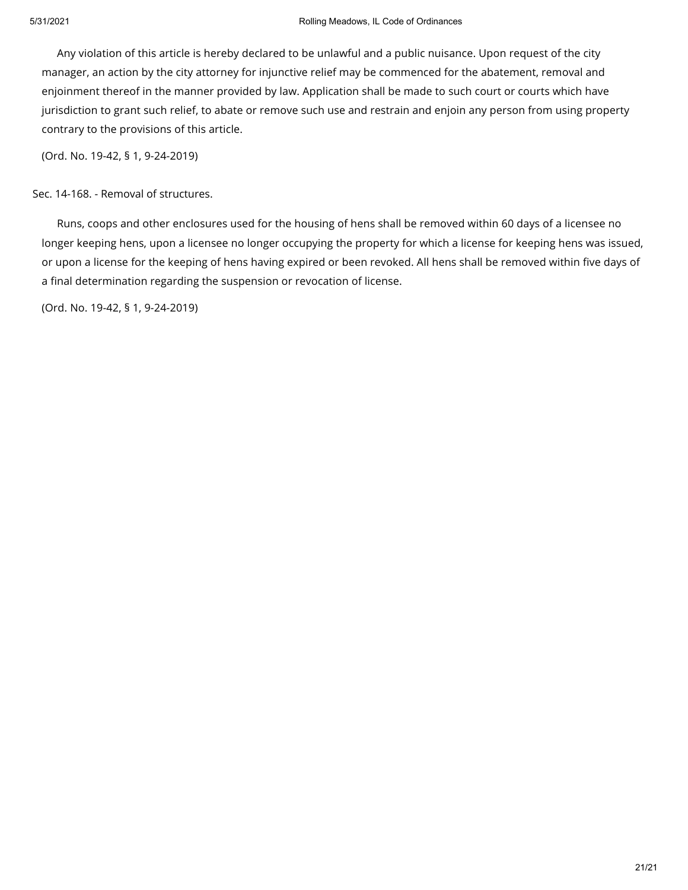Any violation of this article is hereby declared to be unlawful and a public nuisance. Upon request of the city manager, an action by the city attorney for injunctive relief may be commenced for the abatement, removal and enjoinment thereof in the manner provided by law. Application shall be made to such court or courts which have jurisdiction to grant such relief, to abate or remove such use and restrain and enjoin any person from using property contrary to the provisions of this article.

(Ord. No. 19-42, § 1, 9-24-2019)

Sec. 14-168. - Removal of structures.

Runs, coops and other enclosures used for the housing of hens shall be removed within 60 days of a licensee no longer keeping hens, upon a licensee no longer occupying the property for which a license for keeping hens was issued, or upon a license for the keeping of hens having expired or been revoked. All hens shall be removed within five days of a final determination regarding the suspension or revocation of license.

(Ord. No. 19-42, § 1, 9-24-2019)